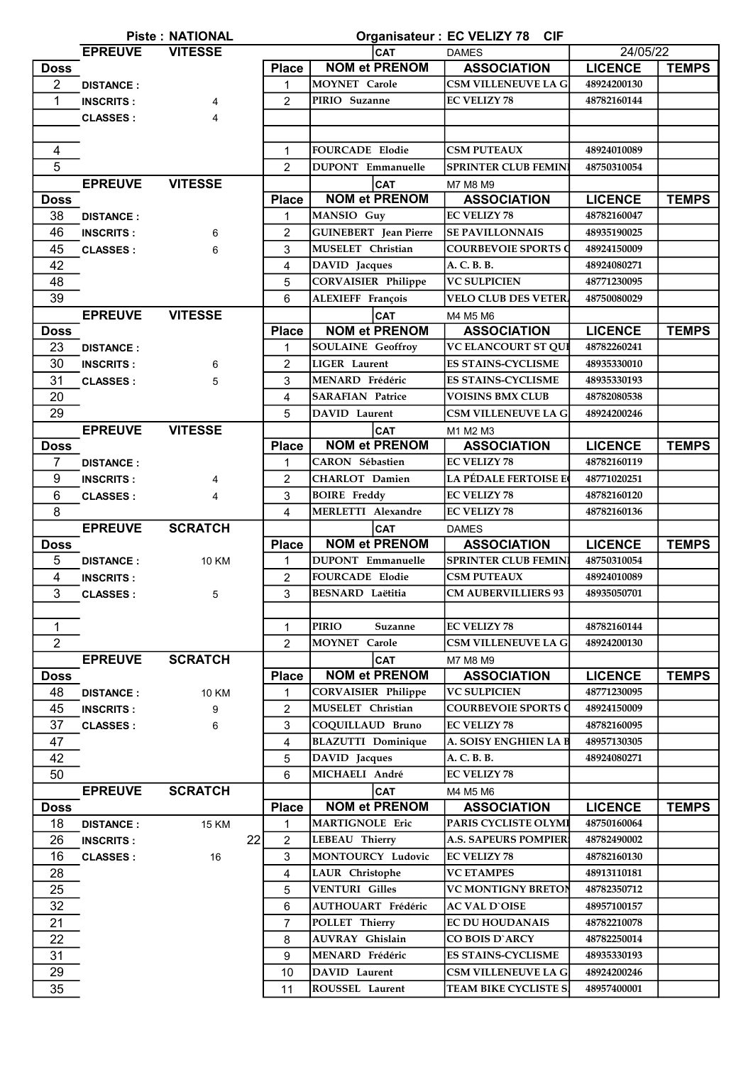**Piste : NATIONAL** — **Organisateur : EC VELIZY 78 CIF** — 24/05/22

| Doss | EPREUVE VITESSE | | Place | NOM et PRENOM | ASSOCIATION | LICENCE | TEMPS |
|---|---|---|---|---|---|---|---|
| | | | | CAT | DAMES | | |
| 2 | DISTANCE : | | 1 | MOYNET Carole | CSM VILLENEUVE LA G | 48924200130 | |
| 1 | INSCRITS : | 4 | 2 | PIRIO Suzanne | EC VELIZY 78 | 48782160144 | |
| | CLASSES : | 4 | | | | | |
| | | | | | | | |
| 4 | | | 1 | FOURCADE Elodie | CSM PUTEAUX | 48924010089 | |
| 5 | | | 2 | DUPONT Emmanuelle | SPRINTER CLUB FEMINI | 48750310054 | |

| Doss | EPREUVE VITESSE | | Place | NOM et PRENOM | ASSOCIATION | LICENCE | TEMPS |
|---|---|---|---|---|---|---|---|
| | | | | CAT | M7 M8 M9 | | |
| 38 | DISTANCE : | | 1 | MANSIO Guy | EC VELIZY 78 | 48782160047 | |
| 46 | INSCRITS : | 6 | 2 | GUINEBERT Jean Pierre | SE PAVILLONNAIS | 48935190025 | |
| 45 | CLASSES : | 6 | 3 | MUSELET Christian | COURBEVOIE SPORTS C | 48924150009 | |
| 42 | | | 4 | DAVID Jacques | A. C. B. B. | 48924080271 | |
| 48 | | | 5 | CORVAISIER Philippe | VC SULPICIEN | 48771230095 | |
| 39 | | | 6 | ALEXIEFF François | VELO CLUB DES VETERA | 48750080029 | |

| Doss | EPREUVE VITESSE | | Place | NOM et PRENOM | ASSOCIATION | LICENCE | TEMPS |
|---|---|---|---|---|---|---|---|
| | | | | CAT | M4 M5 M6 | | |
| 23 | DISTANCE : | | 1 | SOULAINE Geoffroy | VC ELANCOURT ST QUI | 48782260241 | |
| 30 | INSCRITS : | 6 | 2 | LIGER Laurent | ES STAINS-CYCLISME | 48935330010 | |
| 31 | CLASSES : | 5 | 3 | MENARD Frédéric | ES STAINS-CYCLISME | 48935330193 | |
| 20 | | | 4 | SARAFIAN Patrice | VOISINS BMX CLUB | 48782080538 | |
| 29 | | | 5 | DAVID Laurent | CSM VILLENEUVE LA G | 48924200246 | |

| Doss | EPREUVE VITESSE | | Place | NOM et PRENOM | ASSOCIATION | LICENCE | TEMPS |
|---|---|---|---|---|---|---|---|
| | | | | CAT | M1 M2 M3 | | |
| 7 | DISTANCE : | | 1 | CARON Sébastien | EC VELIZY 78 | 48782160119 | |
| 9 | INSCRITS : | 4 | 2 | CHARLOT Damien | LA PÉDALE FERTOISE E | 48771020251 | |
| 6 | CLASSES : | 4 | 3 | BOIRE Freddy | EC VELIZY 78 | 48782160120 | |
| 8 | | | 4 | MERLETTI Alexandre | EC VELIZY 78 | 48782160136 | |

| Doss | EPREUVE SCRATCH | | Place | NOM et PRENOM | ASSOCIATION | LICENCE | TEMPS |
|---|---|---|---|---|---|---|---|
| | | | | CAT | DAMES | | |
| 5 | DISTANCE : | 10 KM | 1 | DUPONT Emmanuelle | SPRINTER CLUB FEMINI | 48750310054 | |
| 4 | INSCRITS : | | 2 | FOURCADE Elodie | CSM PUTEAUX | 48924010089 | |
| 3 | CLASSES : | 5 | 3 | BESNARD Laëtitia | CM AUBERVILLIERS 93 | 48935050701 | |
| | | | | | | | |
| 1 | | | 1 | PIRIO Suzanne | EC VELIZY 78 | 48782160144 | |
| 2 | | | 2 | MOYNET Carole | CSM VILLENEUVE LA G | 48924200130 | |

| Doss | EPREUVE SCRATCH | | Place | NOM et PRENOM | ASSOCIATION | LICENCE | TEMPS |
|---|---|---|---|---|---|---|---|
| | | | | CAT | M7 M8 M9 | | |
| 48 | DISTANCE : | 10 KM | 1 | CORVAISIER Philippe | VC SULPICIEN | 48771230095 | |
| 45 | INSCRITS : | 9 | 2 | MUSELET Christian | COURBEVOIE SPORTS C | 48924150009 | |
| 37 | CLASSES : | 6 | 3 | COQUILLAUD Bruno | EC VELIZY 78 | 48782160095 | |
| 47 | | | 4 | BLAZUTTI Dominique | A. SOISY ENGHIEN LA B | 48957130305 | |
| 42 | | | 5 | DAVID Jacques | A. C. B. B. | 48924080271 | |
| 50 | | | 6 | MICHAELI André | EC VELIZY 78 | | |

| Doss | EPREUVE SCRATCH | | Place | NOM et PRENOM | ASSOCIATION | LICENCE | TEMPS |
|---|---|---|---|---|---|---|---|
| | | | | CAT | M4 M5 M6 | | |
| 18 | DISTANCE : | 15 KM | 1 | MARTIGNOLE Eric | PARIS CYCLISTE OLYMI | 48750160064 | |
| 26 | INSCRITS : | 22 | 2 | LEBEAU Thierry | A.S. SAPEURS POMPIER | 48782490002 | |
| 16 | CLASSES : | 16 | 3 | MONTOURCY Ludovic | EC VELIZY 78 | 48782160130 | |
| 28 | | | 4 | LAUR Christophe | VC ETAMPES | 48913110181 | |
| 25 | | | 5 | VENTURI Gilles | VC MONTIGNY BRETON | 48782350712 | |
| 32 | | | 6 | AUTHOUART Frédéric | AC VAL D`OISE | 48957100157 | |
| 21 | | | 7 | POLLET Thierry | EC DU HOUDANAIS | 48782210078 | |
| 22 | | | 8 | AUVRAY Ghislain | CO BOIS D`ARCY | 48782250014 | |
| 31 | | | 9 | MENARD Frédéric | ES STAINS-CYCLISME | 48935330193 | |
| 29 | | | 10 | DAVID Laurent | CSM VILLENEUVE LA G | 48924200246 | |
| 35 | | | 11 | ROUSSEL Laurent | TEAM BIKE CYCLISTE S | 48957400001 | |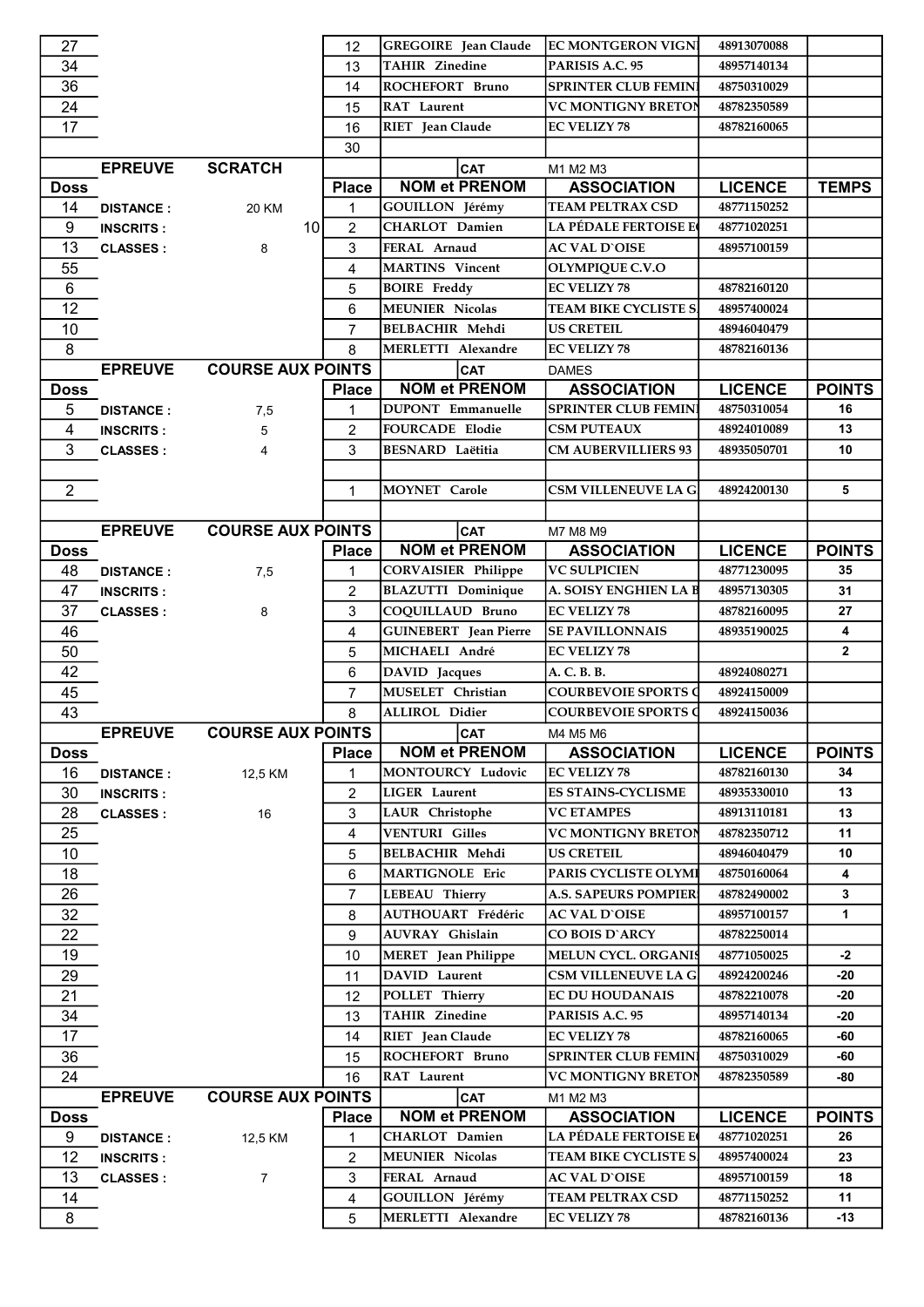| Doss | | | Place | NOM et PRENOM | ASSOCIATION | LICENCE | TEMPS |
|---|---|---|---|---|---|---|---|
| 27 | | | 12 | GREGOIRE Jean Claude | EC MONTGERON VIGN | 48913070088 | |
| 34 | | | 13 | TAHIR Zinedine | PARISIS A.C. 95 | 48957140134 | |
| 36 | | | 14 | ROCHEFORT Bruno | SPRINTER CLUB FEMINI | 48750310029 | |
| 24 | | | 15 | RAT Laurent | VC MONTIGNY BRETON | 48782350589 | |
| 17 | | | 16 | RIET Jean Claude | EC VELIZY 78 | 48782160065 | |
| | | | 30 | | | | |

| | EPREUVE | SCRATCH | | | CAT | M1 M2 M3 | |
|---|---|---|---|---|---|---|---|
| **Doss** | | | **Place** | **NOM et PRENOM** | **ASSOCIATION** | **LICENCE** | **TEMPS** |
| 14 | DISTANCE : | 20 KM | 1 | GOUILLON Jérémy | TEAM PELTRAX CSD | 48771150252 | |
| 9 | INSCRITS : | 10 | 2 | CHARLOT Damien | LA PÉDALE FERTOISE E | 48771020251 | |
| 13 | CLASSES : | 8 | 3 | FERAL Arnaud | AC VAL D`OISE | 48957100159 | |
| 55 | | | 4 | MARTINS Vincent | OLYMPIQUE C.V.O | | |
| 6 | | | 5 | BOIRE Freddy | EC VELIZY 78 | 48782160120 | |
| 12 | | | 6 | MEUNIER Nicolas | TEAM BIKE CYCLISTE S | 48957400024 | |
| 10 | | | 7 | BELBACHIR Mehdi | US CRETEIL | 48946040479 | |
| 8 | | | 8 | MERLETTI Alexandre | EC VELIZY 78 | 48782160136 | |

| | EPREUVE | COURSE AUX POINTS | | | CAT | DAMES | |
|---|---|---|---|---|---|---|---|
| **Doss** | | | **Place** | **NOM et PRENOM** | **ASSOCIATION** | **LICENCE** | **POINTS** |
| 5 | DISTANCE : | 7,5 | 1 | DUPONT Emmanuelle | SPRINTER CLUB FEMINI | 48750310054 | 16 |
| 4 | INSCRITS : | 5 | 2 | FOURCADE Elodie | CSM PUTEAUX | 48924010089 | 13 |
| 3 | CLASSES : | 4 | 3 | BESNARD Laëtitia | CM AUBERVILLIERS 93 | 48935050701 | 10 |
| | | | | | | | |
| 2 | | | 1 | MOYNET Carole | CSM VILLENEUVE LA G | 48924200130 | 5 |

| | EPREUVE | COURSE AUX POINTS | | | CAT | M7 M8 M9 | |
|---|---|---|---|---|---|---|---|
| **Doss** | | | **Place** | **NOM et PRENOM** | **ASSOCIATION** | **LICENCE** | **POINTS** |
| 48 | DISTANCE : | 7,5 | 1 | CORVAISIER Philippe | VC SULPICIEN | 48771230095 | 35 |
| 47 | INSCRITS : | | 2 | BLAZUTTI Dominique | A. SOISY ENGHIEN LA B | 48957130305 | 31 |
| 37 | CLASSES : | 8 | 3 | COQUILLAUD Bruno | EC VELIZY 78 | 48782160095 | 27 |
| 46 | | | 4 | GUINEBERT Jean Pierre | SE PAVILLONNAIS | 48935190025 | 4 |
| 50 | | | 5 | MICHAELI André | EC VELIZY 78 | | 2 |
| 42 | | | 6 | DAVID Jacques | A. C. B. B. | 48924080271 | |
| 45 | | | 7 | MUSELET Christian | COURBEVOIE SPORTS C | 48924150009 | |
| 43 | | | 8 | ALLIROL Didier | COURBEVOIE SPORTS C | 48924150036 | |

| | EPREUVE | COURSE AUX POINTS | | | CAT | M4 M5 M6 | |
|---|---|---|---|---|---|---|---|
| **Doss** | | | **Place** | **NOM et PRENOM** | **ASSOCIATION** | **LICENCE** | **POINTS** |
| 16 | DISTANCE : | 12,5 KM | 1 | MONTOURCY Ludovic | EC VELIZY 78 | 48782160130 | 34 |
| 30 | INSCRITS : | | 2 | LIGER Laurent | ES STAINS-CYCLISME | 48935330010 | 13 |
| 28 | CLASSES : | 16 | 3 | LAUR Christophe | VC ETAMPES | 48913110181 | 13 |
| 25 | | | 4 | VENTURI Gilles | VC MONTIGNY BRETON | 48782350712 | 11 |
| 10 | | | 5 | BELBACHIR Mehdi | US CRETEIL | 48946040479 | 10 |
| 18 | | | 6 | MARTIGNOLE Eric | PARIS CYCLISTE OLYMI | 48750160064 | 4 |
| 26 | | | 7 | LEBEAU Thierry | A.S. SAPEURS POMPIER | 48782490002 | 3 |
| 32 | | | 8 | AUTHOUART Frédéric | AC VAL D`OISE | 48957100157 | 1 |
| 22 | | | 9 | AUVRAY Ghislain | CO BOIS D`ARCY | 48782250014 | |
| 19 | | | 10 | MERET Jean Philippe | MELUN CYCL. ORGANIS | 48771050025 | -2 |
| 29 | | | 11 | DAVID Laurent | CSM VILLENEUVE LA G | 48924200246 | -20 |
| 21 | | | 12 | POLLET Thierry | EC DU HOUDANAIS | 48782210078 | -20 |
| 34 | | | 13 | TAHIR Zinedine | PARISIS A.C. 95 | 48957140134 | -20 |
| 17 | | | 14 | RIET Jean Claude | EC VELIZY 78 | 48782160065 | -60 |
| 36 | | | 15 | ROCHEFORT Bruno | SPRINTER CLUB FEMINI | 48750310029 | -60 |
| 24 | | | 16 | RAT Laurent | VC MONTIGNY BRETON | 48782350589 | -80 |

| | EPREUVE | COURSE AUX POINTS | | | CAT | M1 M2 M3 | |
|---|---|---|---|---|---|---|---|
| **Doss** | | | **Place** | **NOM et PRENOM** | **ASSOCIATION** | **LICENCE** | **POINTS** |
| 9 | DISTANCE : | 12,5 KM | 1 | CHARLOT Damien | LA PÉDALE FERTOISE E | 48771020251 | 26 |
| 12 | INSCRITS : | | 2 | MEUNIER Nicolas | TEAM BIKE CYCLISTE S | 48957400024 | 23 |
| 13 | CLASSES : | 7 | 3 | FERAL Arnaud | AC VAL D`OISE | 48957100159 | 18 |
| 14 | | | 4 | GOUILLON Jérémy | TEAM PELTRAX CSD | 48771150252 | 11 |
| 8 | | | 5 | MERLETTI Alexandre | EC VELIZY 78 | 48782160136 | -13 |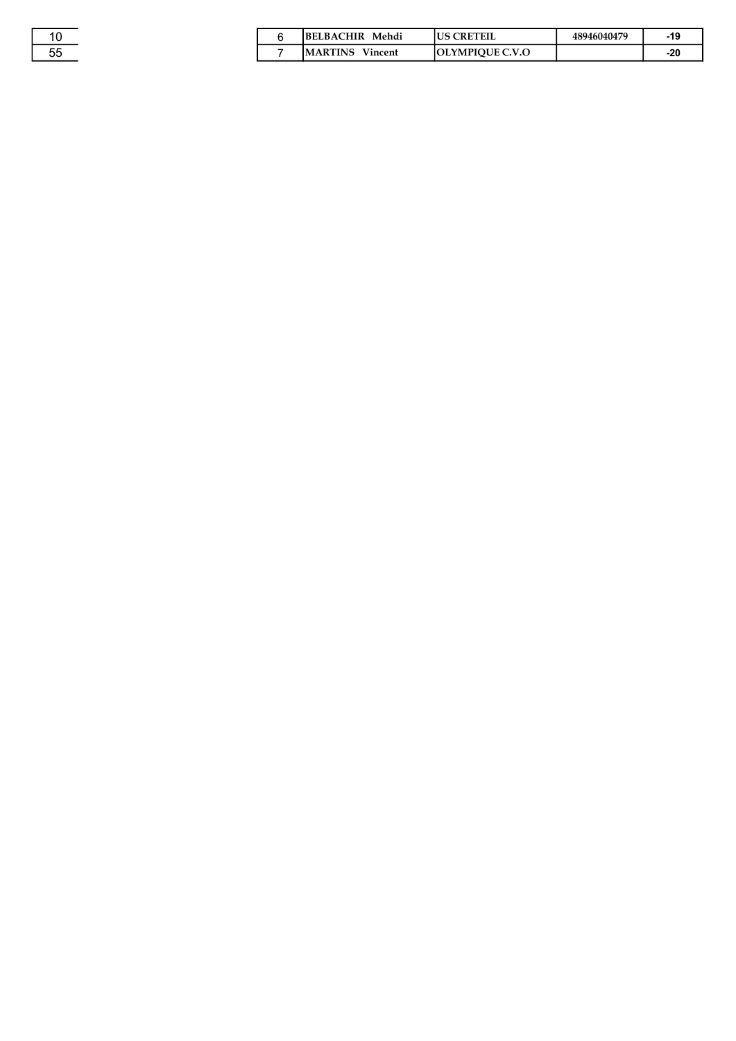| | | | | | |
|---|---|---|---|---|---|
| 10 | 6 | BELBACHIR Mehdi | US CRETEIL | 48946040479 | -19 |
| 55 | 7 | MARTINS Vincent | OLYMPIQUE C.V.O | | -20 |